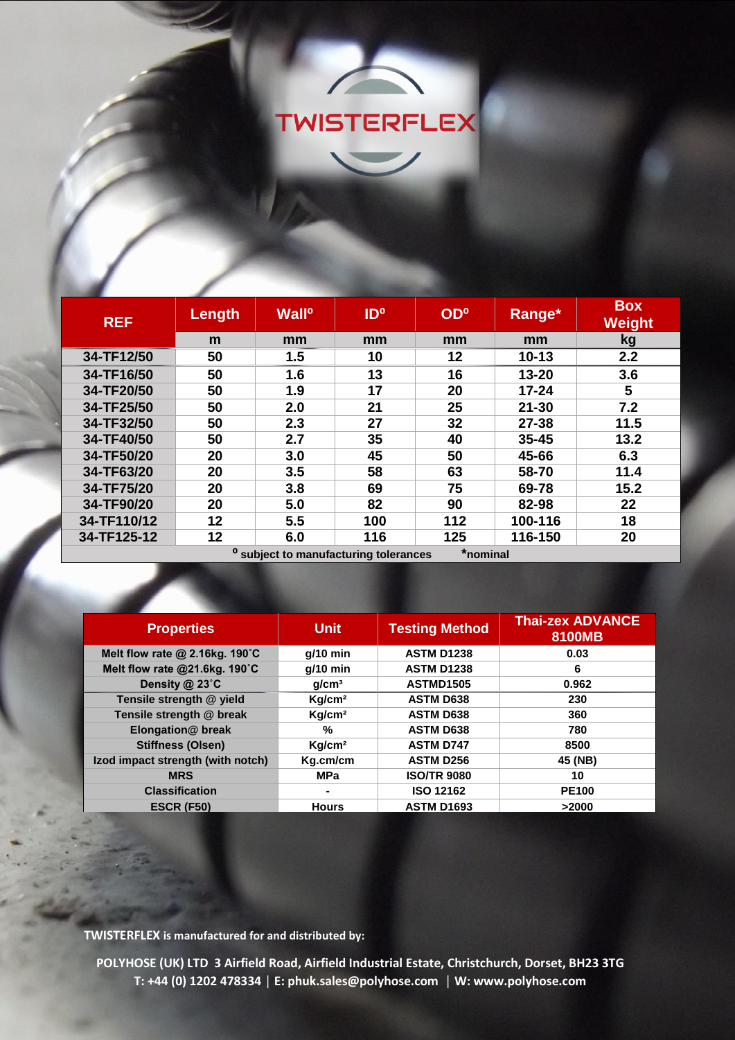# TWISTERFLEX

| REF | Length | Wall° | ID° | OD° | Range* | Box Weight |
|---|---|---|---|---|---|---|
| | m | mm | mm | mm | mm | kg |
| 34-TF12/50 | 50 | 1.5 | 10 | 12 | 10-13 | 2.2 |
| 34-TF16/50 | 50 | 1.6 | 13 | 16 | 13-20 | 3.6 |
| 34-TF20/50 | 50 | 1.9 | 17 | 20 | 17-24 | 5 |
| 34-TF25/50 | 50 | 2.0 | 21 | 25 | 21-30 | 7.2 |
| 34-TF32/50 | 50 | 2.3 | 27 | 32 | 27-38 | 11.5 |
| 34-TF40/50 | 50 | 2.7 | 35 | 40 | 35-45 | 13.2 |
| 34-TF50/20 | 20 | 3.0 | 45 | 50 | 45-66 | 6.3 |
| 34-TF63/20 | 20 | 3.5 | 58 | 63 | 58-70 | 11.4 |
| 34-TF75/20 | 20 | 3.8 | 69 | 75 | 69-78 | 15.2 |
| 34-TF90/20 | 20 | 5.0 | 82 | 90 | 82-98 | 22 |
| 34-TF110/12 | 12 | 5.5 | 100 | 112 | 100-116 | 18 |
| 34-TF125-12 | 12 | 6.0 | 116 | 125 | 116-150 | 20 |

° subject to manufacturing tolerances *nominal

| Properties | Unit | Testing Method | Thai-zex ADVANCE 8100MB |
|---|---|---|---|
| Melt flow rate @ 2.16kg. 190˚C | g/10 min | ASTM D1238 | 0.03 |
| Melt flow rate @21.6kg. 190˚C | g/10 min | ASTM D1238 | 6 |
| Density @ 23˚C | g/cm³ | ASTMD1505 | 0.962 |
| Tensile strength @ yield | Kg/cm² | ASTM D638 | 230 |
| Tensile strength @ break | Kg/cm² | ASTM D638 | 360 |
| Elongation@ break | % | ASTM D638 | 780 |
| Stiffness (Olsen) | Kg/cm² | ASTM D747 | 8500 |
| Izod impact strength (with notch) | Kg.cm/cm | ASTM D256 | 45 (NB) |
| MRS | MPa | ISO/TR 9080 | 10 |
| Classification | - | ISO 12162 | PE100 |
| ESCR (F50) | Hours | ASTM D1693 | >2000 |

**TWISTERFLEX is manufactured for and distributed by:**

**POLYHOSE (UK) LTD 3 Airfield Road, Airfield Industrial Estate, Christchurch, Dorset, BH23 3TG**
**T: +44 (0) 1202 478334 | E: phuk.sales@polyhose.com | W: www.polyhose.com**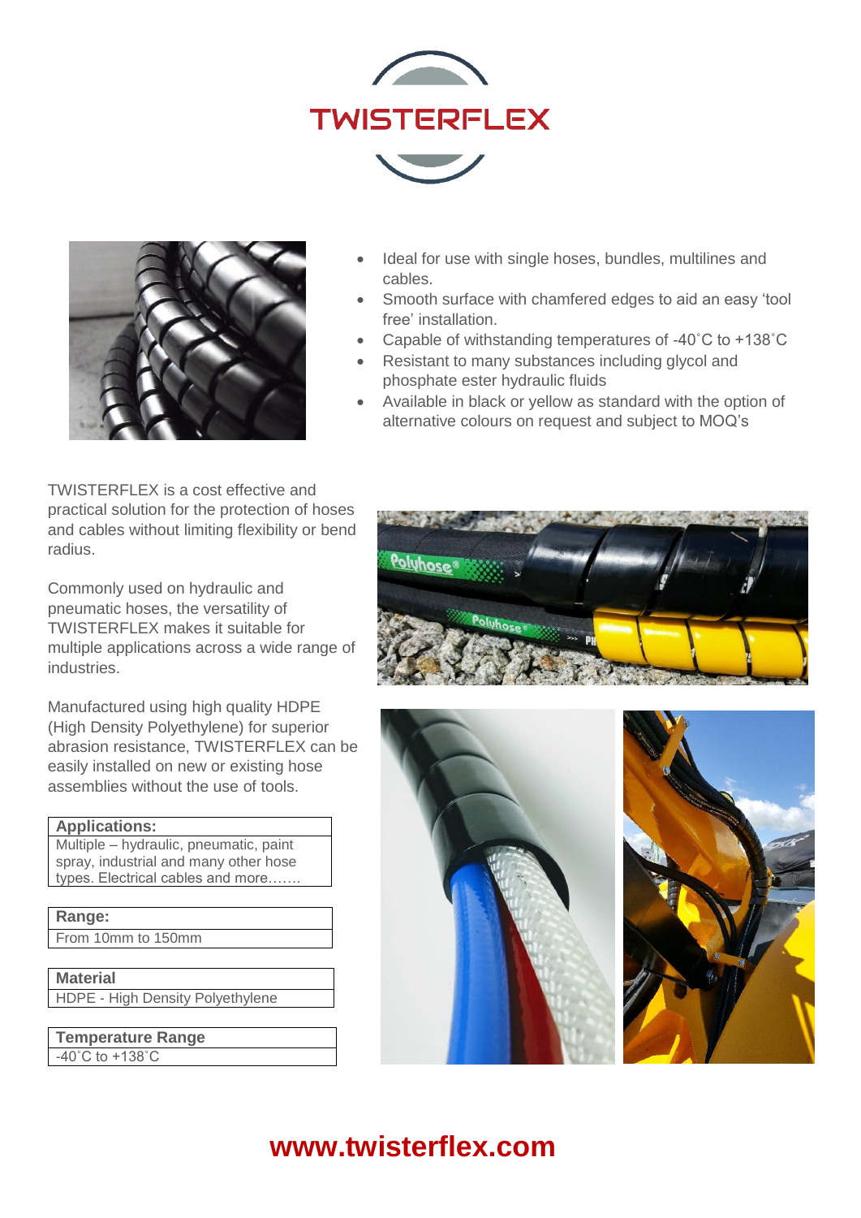# TWISTERFLEX

- Ideal for use with single hoses, bundles, multilines and cables.
- Smooth surface with chamfered edges to aid an easy 'tool free' installation.
- Capable of withstanding temperatures of -40˚C to +138˚C
- Resistant to many substances including glycol and phosphate ester hydraulic fluids
- Available in black or yellow as standard with the option of alternative colours on request and subject to MOQ's

TWISTERFLEX is a cost effective and practical solution for the protection of hoses and cables without limiting flexibility or bend radius.

Commonly used on hydraulic and pneumatic hoses, the versatility of TWISTERFLEX makes it suitable for multiple applications across a wide range of industries.

Manufactured using high quality HDPE (High Density Polyethylene) for superior abrasion resistance, TWISTERFLEX can be easily installed on new or existing hose assemblies without the use of tools.

| Applications: |
|---|
| Multiple – hydraulic, pneumatic, paint spray, industrial and many other hose types. Electrical cables and more……. |

| Range: |
|---|
| From 10mm to 150mm |

| Material |
|---|
| HDPE - High Density Polyethylene |

| Temperature Range |
|---|
| -40˚C to +138˚C |

**www.twisterflex.com**